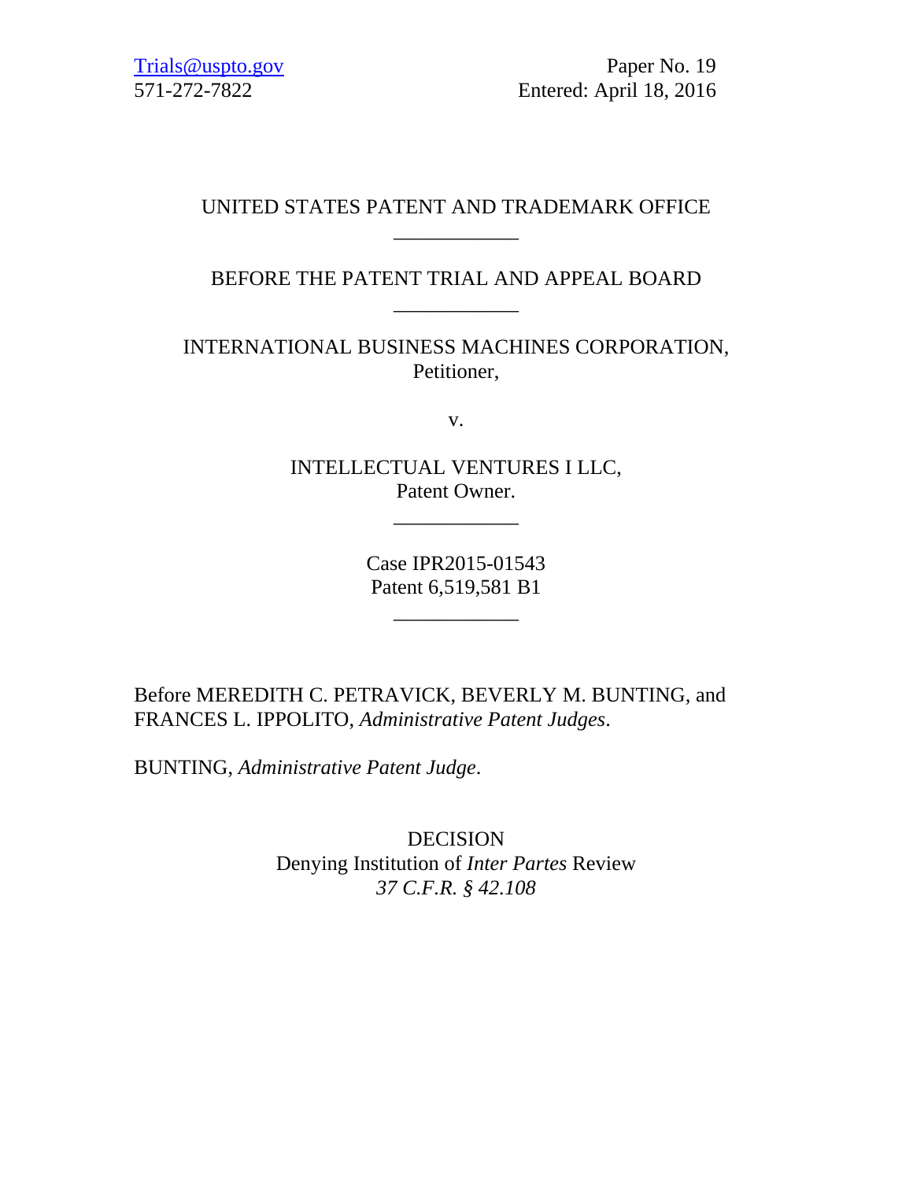Trials@uspto.gov
571-272-7822

Paper No. 19
Entered: April 18, 2016

UNITED STATES PATENT AND TRADEMARK OFFICE

---

BEFORE THE PATENT TRIAL AND APPEAL BOARD

---

INTERNATIONAL BUSINESS MACHINES CORPORATION,
Petitioner,

v.

INTELLECTUAL VENTURES I LLC,
Patent Owner.

---

Case IPR2015-01543
Patent 6,519,581 B1

---

Before MEREDITH C. PETRAVICK, BEVERLY M. BUNTING, and FRANCES L. IPPOLITO, *Administrative Patent Judges*.

BUNTING, *Administrative Patent Judge*.

DECISION
Denying Institution of *Inter Partes* Review
*37 C.F.R. § 42.108*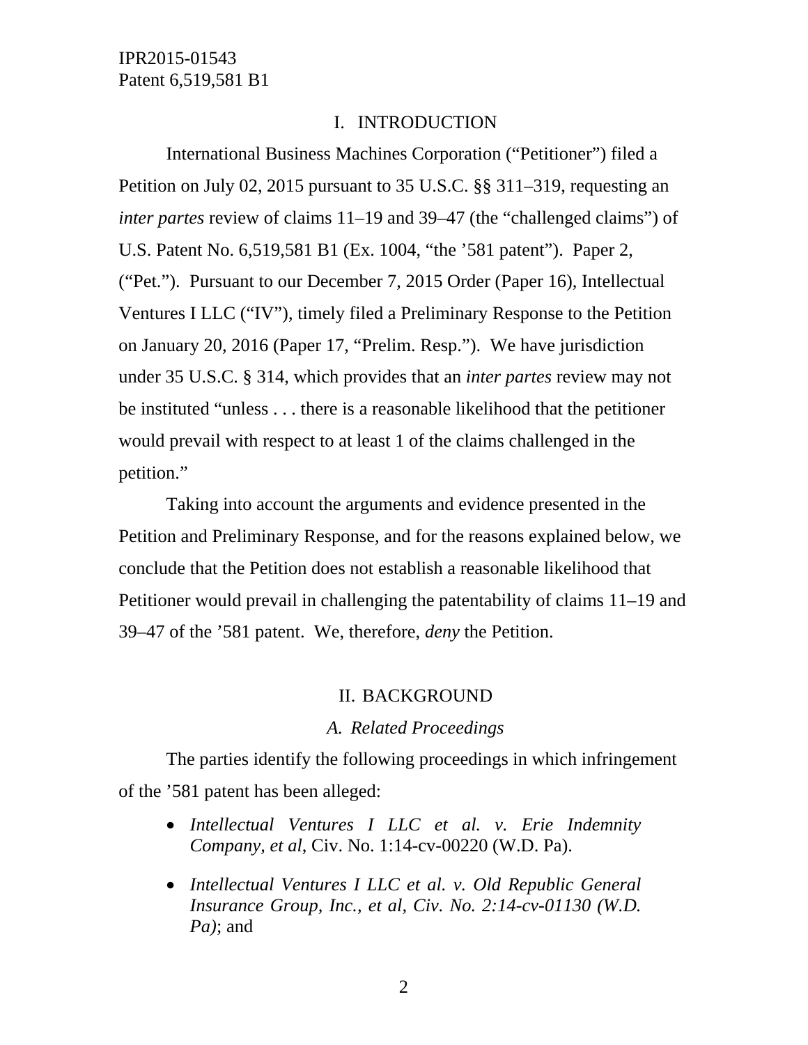## I. INTRODUCTION

International Business Machines Corporation ("Petitioner") filed a Petition on July 02, 2015 pursuant to 35 U.S.C. §§ 311–319, requesting an *inter partes* review of claims 11–19 and 39–47 (the "challenged claims") of U.S. Patent No. 6,519,581 B1 (Ex. 1004, "the '581 patent"). Paper 2, ("Pet."). Pursuant to our December 7, 2015 Order (Paper 16), Intellectual Ventures I LLC ("IV"), timely filed a Preliminary Response to the Petition on January 20, 2016 (Paper 17, "Prelim. Resp."). We have jurisdiction under 35 U.S.C. § 314, which provides that an *inter partes* review may not be instituted "unless . . . there is a reasonable likelihood that the petitioner would prevail with respect to at least 1 of the claims challenged in the petition."

Taking into account the arguments and evidence presented in the Petition and Preliminary Response, and for the reasons explained below, we conclude that the Petition does not establish a reasonable likelihood that Petitioner would prevail in challenging the patentability of claims 11–19 and 39–47 of the '581 patent. We, therefore, *deny* the Petition.

## II. BACKGROUND

### *A. Related Proceedings*

The parties identify the following proceedings in which infringement of the '581 patent has been alleged:

- *Intellectual Ventures I LLC et al. v. Erie Indemnity Company, et al*, Civ. No. 1:14-cv-00220 (W.D. Pa).
- *Intellectual Ventures I LLC et al. v. Old Republic General Insurance Group, Inc., et al, Civ. No. 2:14-cv-01130 (W.D. Pa)*; and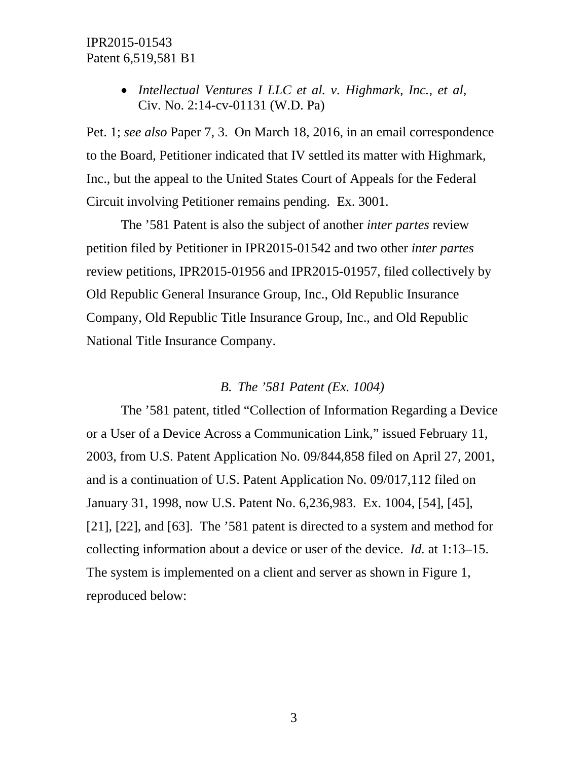- *Intellectual Ventures I LLC et al. v. Highmark, Inc., et al*, Civ. No. 2:14-cv-01131 (W.D. Pa)

Pet. 1; *see also* Paper 7, 3. On March 18, 2016, in an email correspondence to the Board, Petitioner indicated that IV settled its matter with Highmark, Inc., but the appeal to the United States Court of Appeals for the Federal Circuit involving Petitioner remains pending. Ex. 3001.

The ’581 Patent is also the subject of another *inter partes* review petition filed by Petitioner in IPR2015-01542 and two other *inter partes* review petitions, IPR2015-01956 and IPR2015-01957, filed collectively by Old Republic General Insurance Group, Inc., Old Republic Insurance Company, Old Republic Title Insurance Group, Inc., and Old Republic National Title Insurance Company.

### *B. The ’581 Patent (Ex. 1004)*

The ’581 patent, titled “Collection of Information Regarding a Device or a User of a Device Across a Communication Link,” issued February 11, 2003, from U.S. Patent Application No. 09/844,858 filed on April 27, 2001, and is a continuation of U.S. Patent Application No. 09/017,112 filed on January 31, 1998, now U.S. Patent No. 6,236,983. Ex. 1004, [54], [45], [21], [22], and [63]. The ’581 patent is directed to a system and method for collecting information about a device or user of the device. *Id.* at 1:13–15. The system is implemented on a client and server as shown in Figure 1, reproduced below: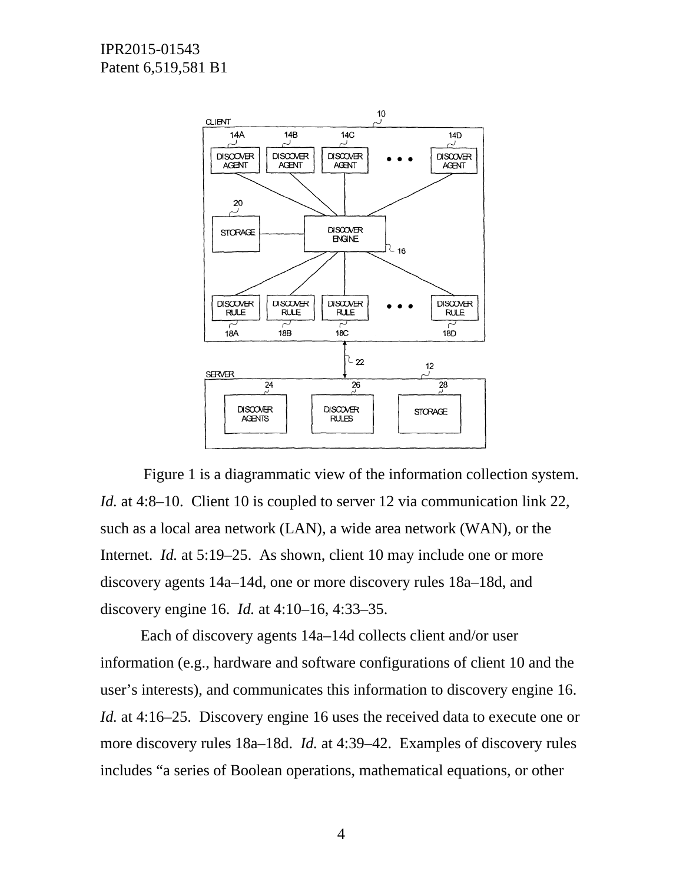Figure 1 is a diagrammatic view of the information collection system. *Id.* at 4:8–10. Client 10 is coupled to server 12 via communication link 22, such as a local area network (LAN), a wide area network (WAN), or the Internet. *Id.* at 5:19–25. As shown, client 10 may include one or more discovery agents 14a–14d, one or more discovery rules 18a–18d, and discovery engine 16. *Id.* at 4:10–16, 4:33–35.

Each of discovery agents 14a–14d collects client and/or user information (e.g., hardware and software configurations of client 10 and the user's interests), and communicates this information to discovery engine 16. *Id.* at 4:16–25. Discovery engine 16 uses the received data to execute one or more discovery rules 18a–18d. *Id.* at 4:39–42. Examples of discovery rules includes "a series of Boolean operations, mathematical equations, or other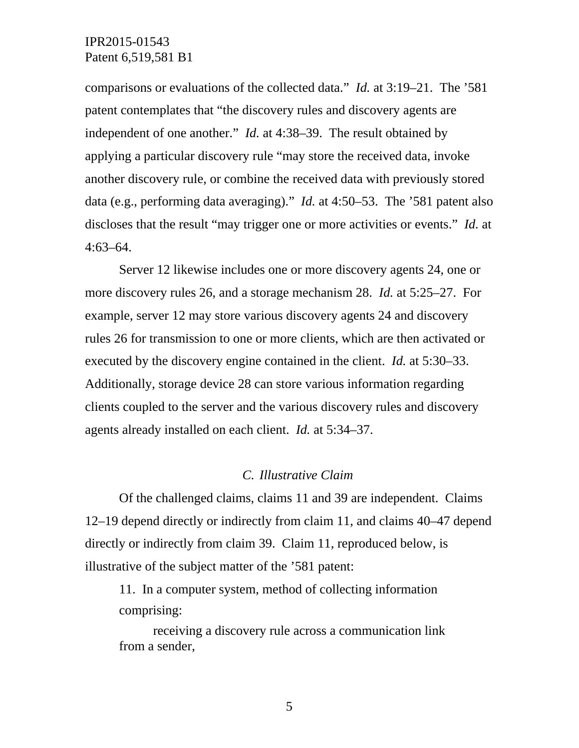comparisons or evaluations of the collected data." *Id.* at 3:19–21. The '581 patent contemplates that "the discovery rules and discovery agents are independent of one another." *Id.* at 4:38–39. The result obtained by applying a particular discovery rule "may store the received data, invoke another discovery rule, or combine the received data with previously stored data (e.g., performing data averaging)." *Id.* at 4:50–53. The '581 patent also discloses that the result "may trigger one or more activities or events." *Id.* at 4:63–64.

Server 12 likewise includes one or more discovery agents 24, one or more discovery rules 26, and a storage mechanism 28. *Id.* at 5:25–27. For example, server 12 may store various discovery agents 24 and discovery rules 26 for transmission to one or more clients, which are then activated or executed by the discovery engine contained in the client. *Id.* at 5:30–33. Additionally, storage device 28 can store various information regarding clients coupled to the server and the various discovery rules and discovery agents already installed on each client. *Id.* at 5:34–37.

### *C. Illustrative Claim*

Of the challenged claims, claims 11 and 39 are independent. Claims 12–19 depend directly or indirectly from claim 11, and claims 40–47 depend directly or indirectly from claim 39. Claim 11, reproduced below, is illustrative of the subject matter of the '581 patent:

> 11. In a computer system, method of collecting information comprising:
>
> receiving a discovery rule across a communication link from a sender,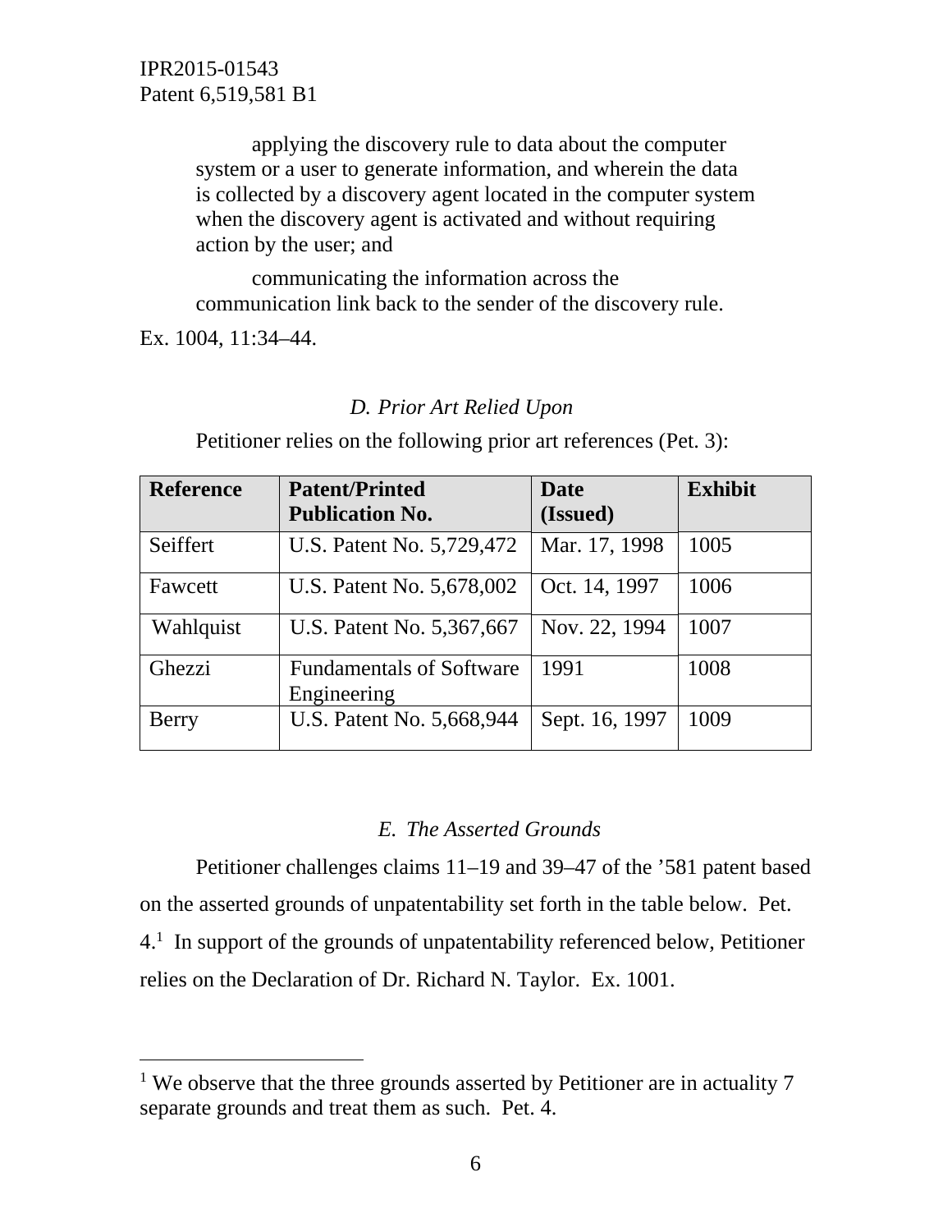> applying the discovery rule to data about the computer system or a user to generate information, and wherein the data is collected by a discovery agent located in the computer system when the discovery agent is activated and without requiring action by the user; and
>
> communicating the information across the communication link back to the sender of the discovery rule.

Ex. 1004, 11:34–44.

### *D. Prior Art Relied Upon*

Petitioner relies on the following prior art references (Pet. 3):

| Reference | Patent/Printed Publication No. | Date (Issued) | Exhibit |
|---|---|---|---|
| Seiffert | U.S. Patent No. 5,729,472 | Mar. 17, 1998 | 1005 |
| Fawcett | U.S. Patent No. 5,678,002 | Oct. 14, 1997 | 1006 |
| Wahlquist | U.S. Patent No. 5,367,667 | Nov. 22, 1994 | 1007 |
| Ghezzi | Fundamentals of Software Engineering | 1991 | 1008 |
| Berry | U.S. Patent No. 5,668,944 | Sept. 16, 1997 | 1009 |

### *E. The Asserted Grounds*

Petitioner challenges claims 11–19 and 39–47 of the '581 patent based on the asserted grounds of unpatentability set forth in the table below. Pet. 4.[1] In support of the grounds of unpatentability referenced below, Petitioner relies on the Declaration of Dr. Richard N. Taylor. Ex. 1001.

---

[1] We observe that the three grounds asserted by Petitioner are in actuality 7 separate grounds and treat them as such. Pet. 4.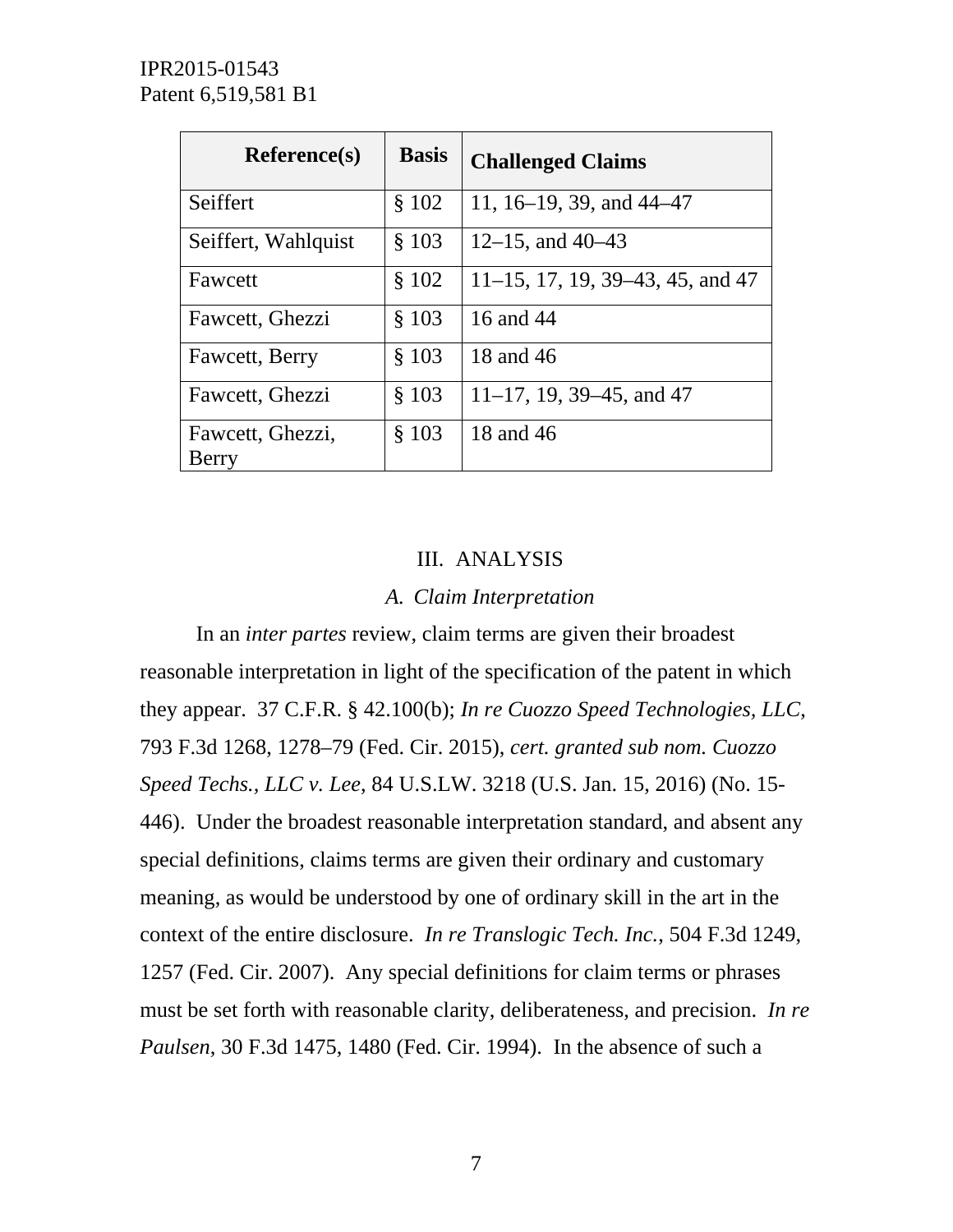| Reference(s) | Basis | Challenged Claims |
|---|---|---|
| Seiffert | § 102 | 11, 16–19, 39, and 44–47 |
| Seiffert, Wahlquist | § 103 | 12–15, and 40–43 |
| Fawcett | § 102 | 11–15, 17, 19, 39–43, 45, and 47 |
| Fawcett, Ghezzi | § 103 | 16 and 44 |
| Fawcett, Berry | § 103 | 18 and 46 |
| Fawcett, Ghezzi | § 103 | 11–17, 19, 39–45, and 47 |
| Fawcett, Ghezzi, Berry | § 103 | 18 and 46 |

## III. ANALYSIS

### *A. Claim Interpretation*

In an *inter partes* review, claim terms are given their broadest reasonable interpretation in light of the specification of the patent in which they appear. 37 C.F.R. § 42.100(b); *In re Cuozzo Speed Technologies, LLC*, 793 F.3d 1268, 1278–79 (Fed. Cir. 2015), *cert. granted sub nom. Cuozzo Speed Techs., LLC v. Lee*, 84 U.S.LW. 3218 (U.S. Jan. 15, 2016) (No. 15-446). Under the broadest reasonable interpretation standard, and absent any special definitions, claims terms are given their ordinary and customary meaning, as would be understood by one of ordinary skill in the art in the context of the entire disclosure. *In re Translogic Tech. Inc.*, 504 F.3d 1249, 1257 (Fed. Cir. 2007). Any special definitions for claim terms or phrases must be set forth with reasonable clarity, deliberateness, and precision. *In re Paulsen*, 30 F.3d 1475, 1480 (Fed. Cir. 1994). In the absence of such a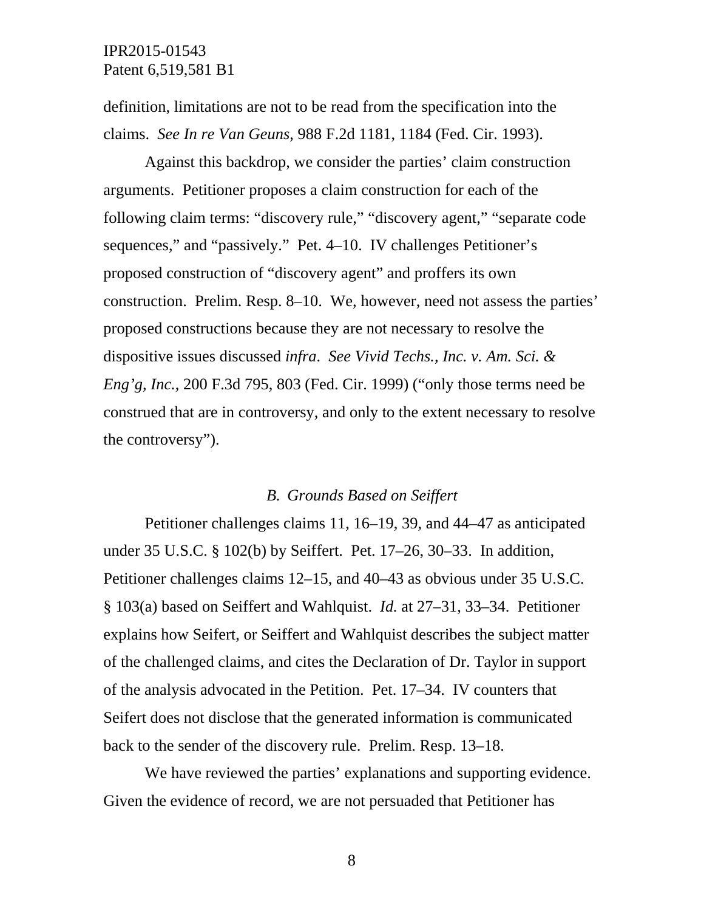definition, limitations are not to be read from the specification into the claims. *See In re Van Geuns*, 988 F.2d 1181, 1184 (Fed. Cir. 1993).

Against this backdrop, we consider the parties' claim construction arguments. Petitioner proposes a claim construction for each of the following claim terms: "discovery rule," "discovery agent," "separate code sequences," and "passively." Pet. 4–10. IV challenges Petitioner's proposed construction of "discovery agent" and proffers its own construction. Prelim. Resp. 8–10. We, however, need not assess the parties' proposed constructions because they are not necessary to resolve the dispositive issues discussed *infra*. *See Vivid Techs., Inc. v. Am. Sci. & Eng'g, Inc.*, 200 F.3d 795, 803 (Fed. Cir. 1999) ("only those terms need be construed that are in controversy, and only to the extent necessary to resolve the controversy").

### *B. Grounds Based on Seiffert*

Petitioner challenges claims 11, 16–19, 39, and 44–47 as anticipated under 35 U.S.C. § 102(b) by Seiffert. Pet. 17–26, 30–33. In addition, Petitioner challenges claims 12–15, and 40–43 as obvious under 35 U.S.C. § 103(a) based on Seiffert and Wahlquist. *Id.* at 27–31, 33–34. Petitioner explains how Seifert, or Seiffert and Wahlquist describes the subject matter of the challenged claims, and cites the Declaration of Dr. Taylor in support of the analysis advocated in the Petition. Pet. 17–34. IV counters that Seifert does not disclose that the generated information is communicated back to the sender of the discovery rule. Prelim. Resp. 13–18.

We have reviewed the parties' explanations and supporting evidence. Given the evidence of record, we are not persuaded that Petitioner has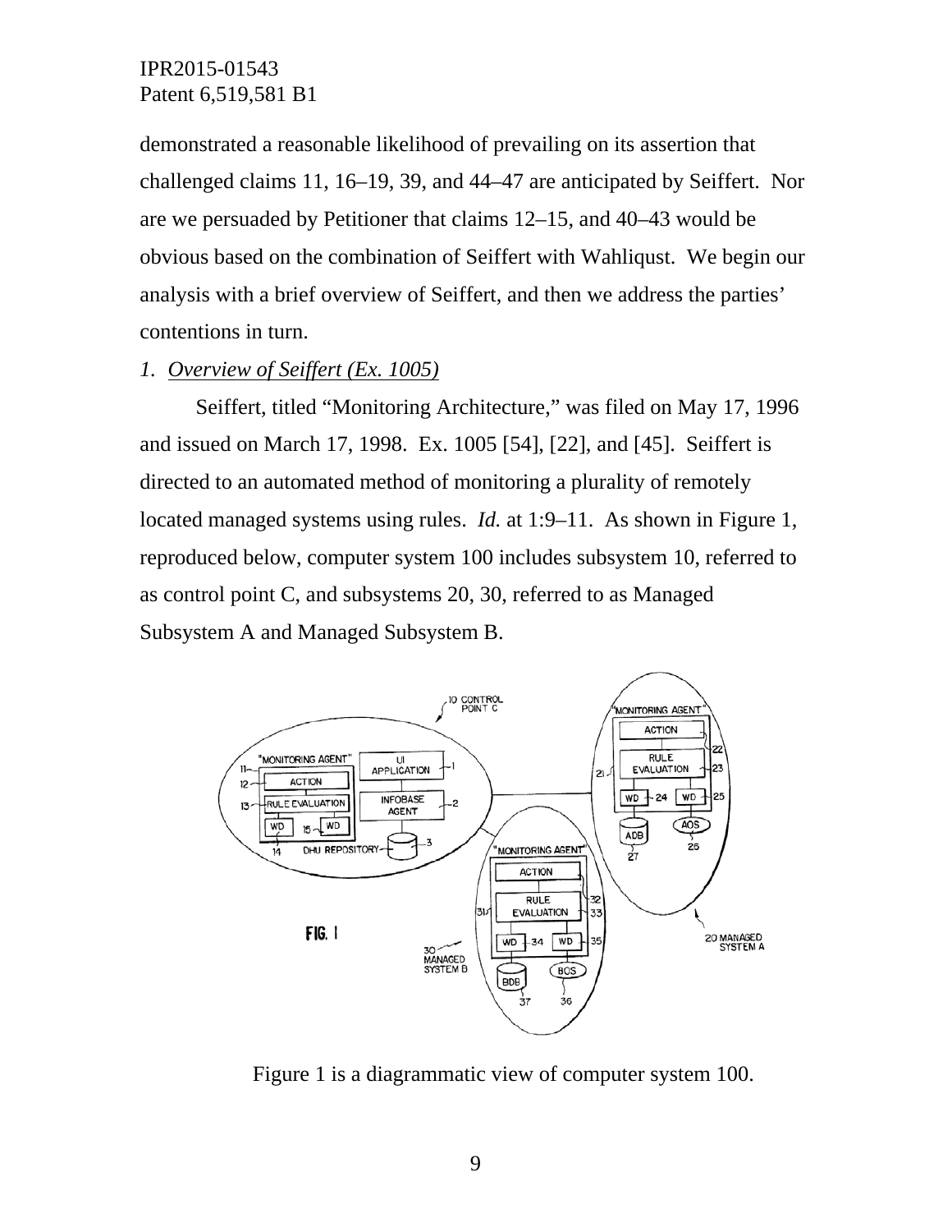demonstrated a reasonable likelihood of prevailing on its assertion that challenged claims 11, 16–19, 39, and 44–47 are anticipated by Seiffert. Nor are we persuaded by Petitioner that claims 12–15, and 40–43 would be obvious based on the combination of Seiffert with Wahliqust. We begin our analysis with a brief overview of Seiffert, and then we address the parties' contentions in turn.

*1. Overview of Seiffert (Ex. 1005)*

Seiffert, titled "Monitoring Architecture," was filed on May 17, 1996 and issued on March 17, 1998. Ex. 1005 [54], [22], and [45]. Seiffert is directed to an automated method of monitoring a plurality of remotely located managed systems using rules. *Id.* at 1:9–11. As shown in Figure 1, reproduced below, computer system 100 includes subsystem 10, referred to as control point C, and subsystems 20, 30, referred to as Managed Subsystem A and Managed Subsystem B.

Figure 1 is a diagrammatic view of computer system 100.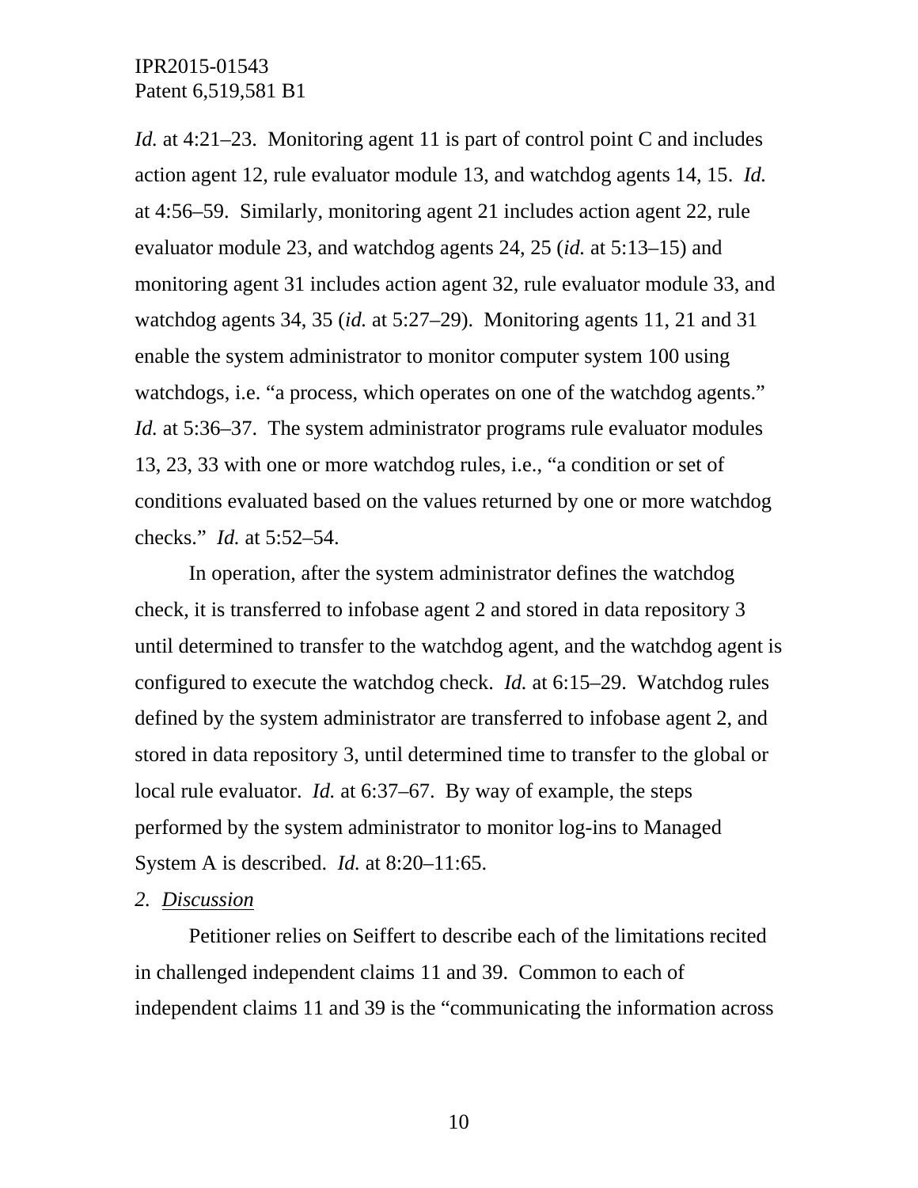*Id.* at 4:21–23. Monitoring agent 11 is part of control point C and includes action agent 12, rule evaluator module 13, and watchdog agents 14, 15. *Id.* at 4:56–59. Similarly, monitoring agent 21 includes action agent 22, rule evaluator module 23, and watchdog agents 24, 25 (*id.* at 5:13–15) and monitoring agent 31 includes action agent 32, rule evaluator module 33, and watchdog agents 34, 35 (*id.* at 5:27–29). Monitoring agents 11, 21 and 31 enable the system administrator to monitor computer system 100 using watchdogs, i.e. "a process, which operates on one of the watchdog agents." *Id.* at 5:36–37. The system administrator programs rule evaluator modules 13, 23, 33 with one or more watchdog rules, i.e., "a condition or set of conditions evaluated based on the values returned by one or more watchdog checks." *Id.* at 5:52–54.

In operation, after the system administrator defines the watchdog check, it is transferred to infobase agent 2 and stored in data repository 3 until determined to transfer to the watchdog agent, and the watchdog agent is configured to execute the watchdog check. *Id.* at 6:15–29. Watchdog rules defined by the system administrator are transferred to infobase agent 2, and stored in data repository 3, until determined time to transfer to the global or local rule evaluator. *Id.* at 6:37–67. By way of example, the steps performed by the system administrator to monitor log-ins to Managed System A is described. *Id.* at 8:20–11:65.

*2. Discussion*

Petitioner relies on Seiffert to describe each of the limitations recited in challenged independent claims 11 and 39. Common to each of independent claims 11 and 39 is the "communicating the information across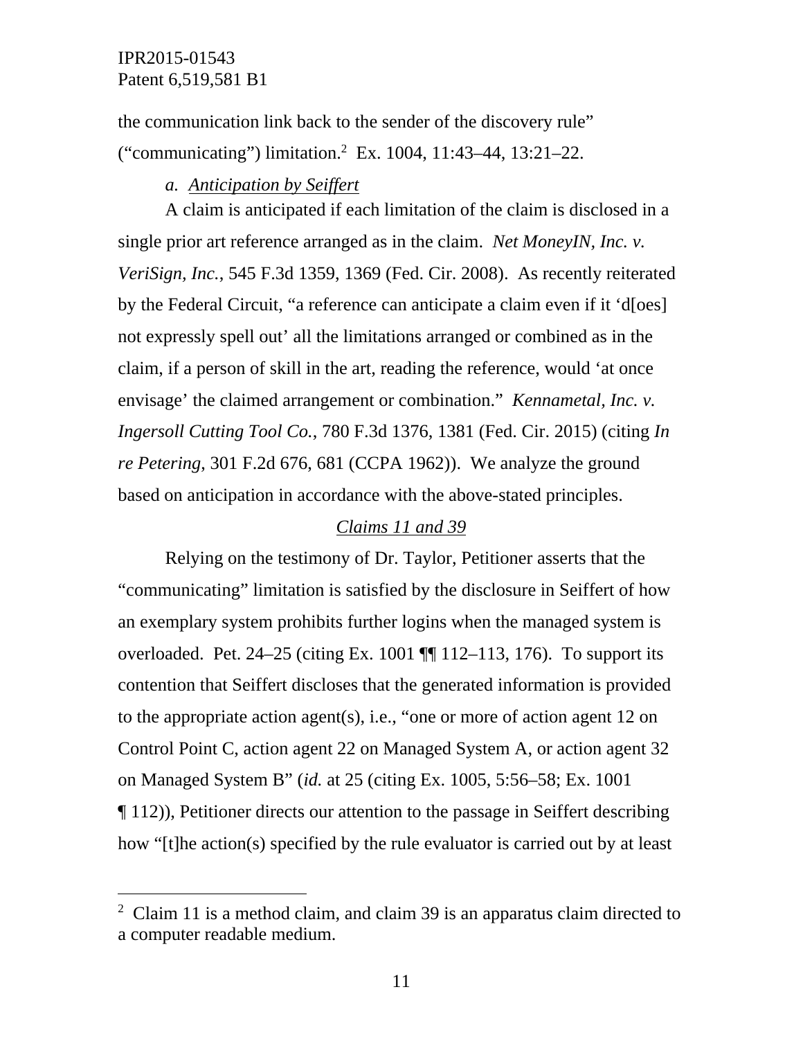the communication link back to the sender of the discovery rule" ("communicating") limitation.[2] Ex. 1004, 11:43–44, 13:21–22.

*a. Anticipation by Seiffert*

A claim is anticipated if each limitation of the claim is disclosed in a single prior art reference arranged as in the claim. *Net MoneyIN, Inc. v. VeriSign, Inc.*, 545 F.3d 1359, 1369 (Fed. Cir. 2008). As recently reiterated by the Federal Circuit, "a reference can anticipate a claim even if it 'd[oes] not expressly spell out' all the limitations arranged or combined as in the claim, if a person of skill in the art, reading the reference, would 'at once envisage' the claimed arrangement or combination." *Kennametal, Inc. v. Ingersoll Cutting Tool Co.*, 780 F.3d 1376, 1381 (Fed. Cir. 2015) (citing *In re Petering*, 301 F.2d 676, 681 (CCPA 1962)). We analyze the ground based on anticipation in accordance with the above-stated principles.

*Claims 11 and 39*

Relying on the testimony of Dr. Taylor, Petitioner asserts that the "communicating" limitation is satisfied by the disclosure in Seiffert of how an exemplary system prohibits further logins when the managed system is overloaded. Pet. 24–25 (citing Ex. 1001 ¶¶ 112–113, 176). To support its contention that Seiffert discloses that the generated information is provided to the appropriate action agent(s), i.e., "one or more of action agent 12 on Control Point C, action agent 22 on Managed System A, or action agent 32 on Managed System B" (*id.* at 25 (citing Ex. 1005, 5:56–58; Ex. 1001 ¶ 112)), Petitioner directs our attention to the passage in Seiffert describing how "[t]he action(s) specified by the rule evaluator is carried out by at least

[2] Claim 11 is a method claim, and claim 39 is an apparatus claim directed to a computer readable medium.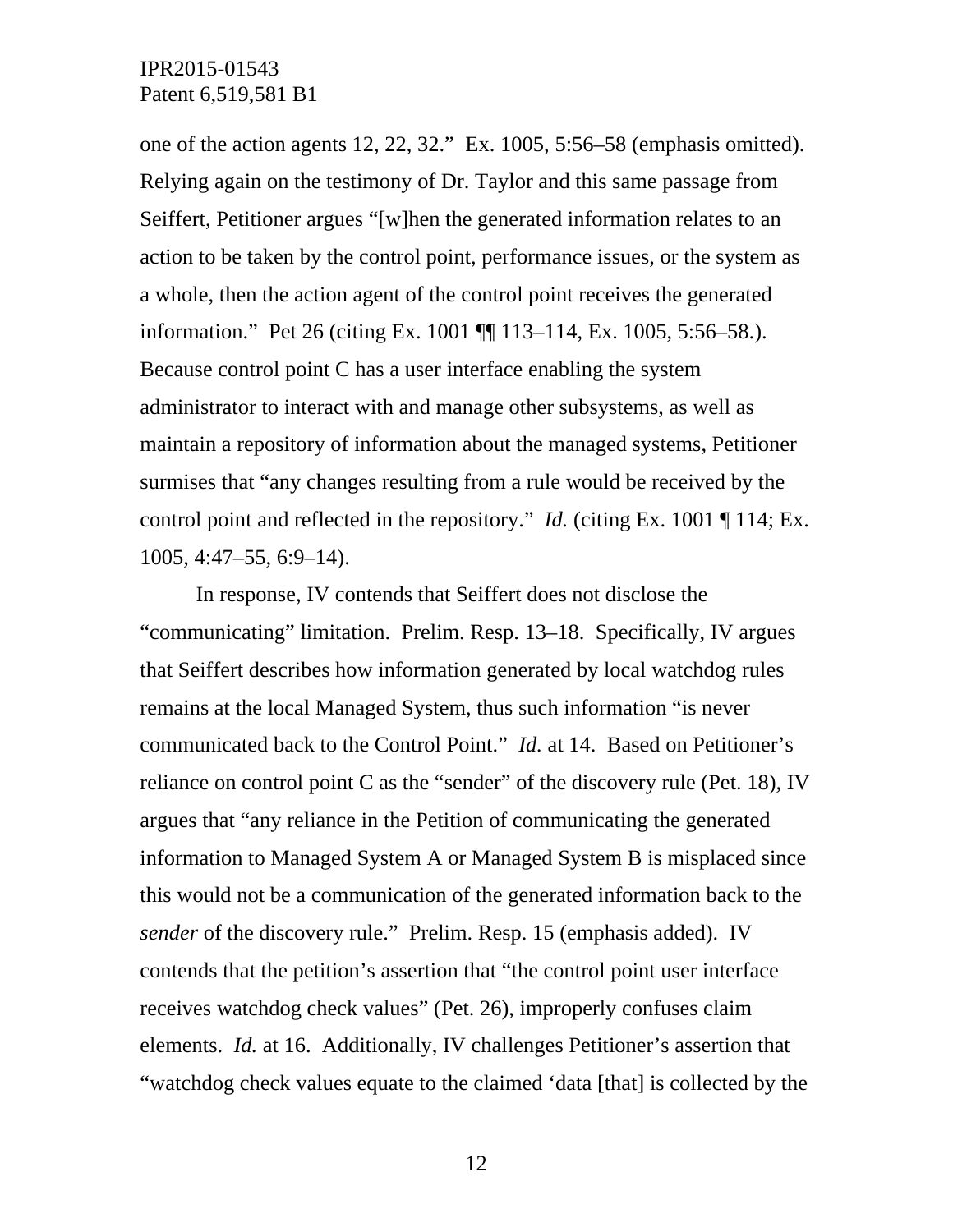one of the action agents 12, 22, 32." Ex. 1005, 5:56–58 (emphasis omitted). Relying again on the testimony of Dr. Taylor and this same passage from Seiffert, Petitioner argues "[w]hen the generated information relates to an action to be taken by the control point, performance issues, or the system as a whole, then the action agent of the control point receives the generated information." Pet 26 (citing Ex. 1001 ¶¶ 113–114, Ex. 1005, 5:56–58.). Because control point C has a user interface enabling the system administrator to interact with and manage other subsystems, as well as maintain a repository of information about the managed systems, Petitioner surmises that "any changes resulting from a rule would be received by the control point and reflected in the repository." *Id.* (citing Ex. 1001 ¶ 114; Ex. 1005, 4:47–55, 6:9–14).

In response, IV contends that Seiffert does not disclose the "communicating" limitation. Prelim. Resp. 13–18. Specifically, IV argues that Seiffert describes how information generated by local watchdog rules remains at the local Managed System, thus such information "is never communicated back to the Control Point." *Id.* at 14. Based on Petitioner's reliance on control point C as the "sender" of the discovery rule (Pet. 18), IV argues that "any reliance in the Petition of communicating the generated information to Managed System A or Managed System B is misplaced since this would not be a communication of the generated information back to the *sender* of the discovery rule." Prelim. Resp. 15 (emphasis added). IV contends that the petition's assertion that "the control point user interface receives watchdog check values" (Pet. 26), improperly confuses claim elements. *Id.* at 16. Additionally, IV challenges Petitioner's assertion that "watchdog check values equate to the claimed 'data [that] is collected by the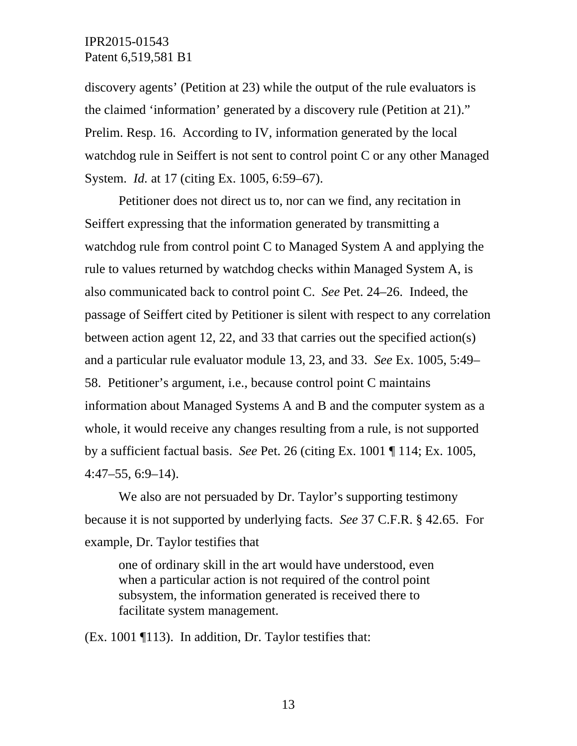discovery agents' (Petition at 23) while the output of the rule evaluators is the claimed 'information' generated by a discovery rule (Petition at 21)." Prelim. Resp. 16. According to IV, information generated by the local watchdog rule in Seiffert is not sent to control point C or any other Managed System. *Id.* at 17 (citing Ex. 1005, 6:59–67).

Petitioner does not direct us to, nor can we find, any recitation in Seiffert expressing that the information generated by transmitting a watchdog rule from control point C to Managed System A and applying the rule to values returned by watchdog checks within Managed System A, is also communicated back to control point C. *See* Pet. 24–26. Indeed, the passage of Seiffert cited by Petitioner is silent with respect to any correlation between action agent 12, 22, and 33 that carries out the specified action(s) and a particular rule evaluator module 13, 23, and 33. *See* Ex. 1005, 5:49–58. Petitioner's argument, i.e., because control point C maintains information about Managed Systems A and B and the computer system as a whole, it would receive any changes resulting from a rule, is not supported by a sufficient factual basis. *See* Pet. 26 (citing Ex. 1001 ¶ 114; Ex. 1005, 4:47–55, 6:9–14).

We also are not persuaded by Dr. Taylor's supporting testimony because it is not supported by underlying facts. *See* 37 C.F.R. § 42.65. For example, Dr. Taylor testifies that

> one of ordinary skill in the art would have understood, even when a particular action is not required of the control point subsystem, the information generated is received there to facilitate system management.

(Ex. 1001 ¶113). In addition, Dr. Taylor testifies that: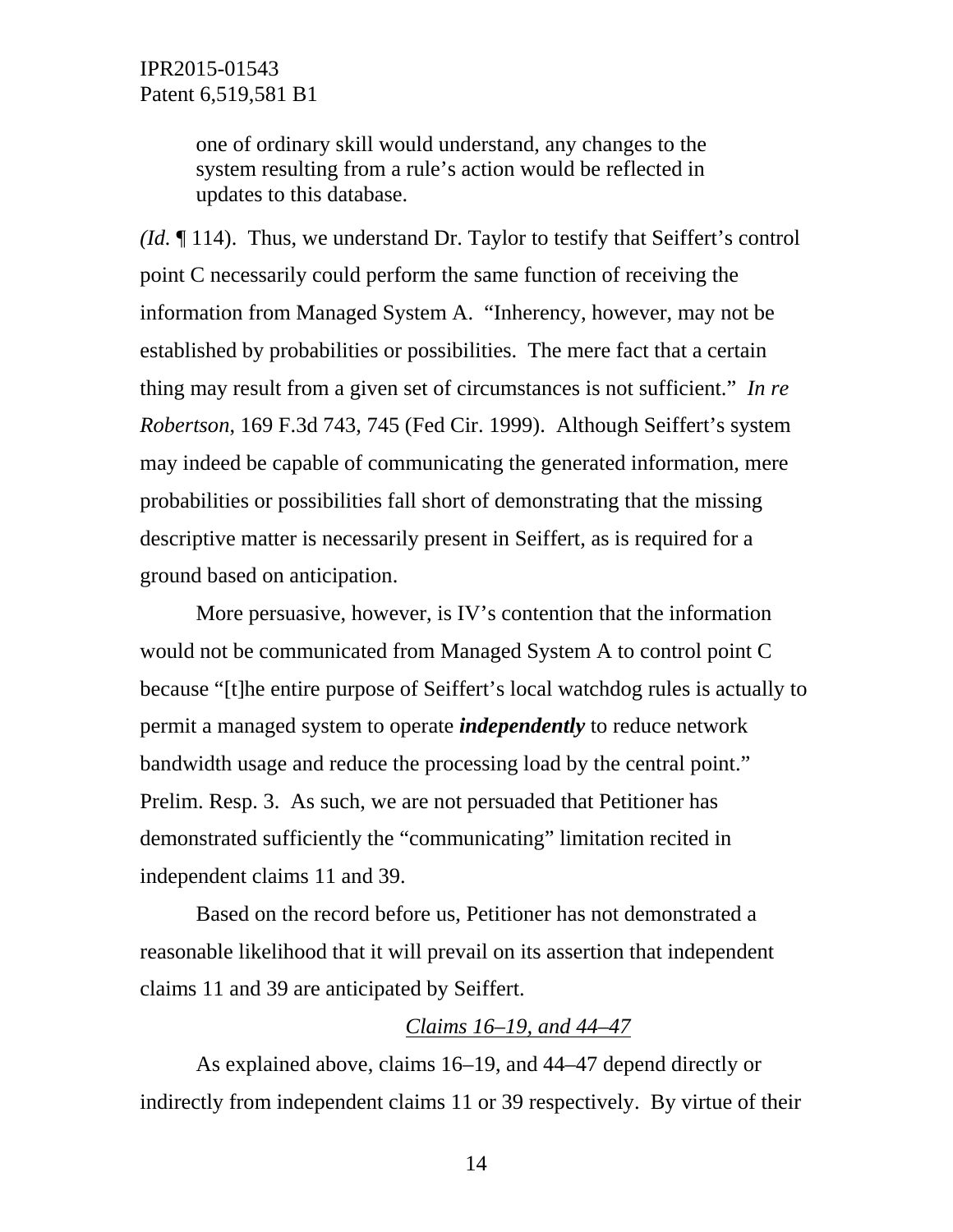> one of ordinary skill would understand, any changes to the system resulting from a rule's action would be reflected in updates to this database.

*(Id.* ¶ 114). Thus, we understand Dr. Taylor to testify that Seiffert's control point C necessarily could perform the same function of receiving the information from Managed System A. "Inherency, however, may not be established by probabilities or possibilities. The mere fact that a certain thing may result from a given set of circumstances is not sufficient." *In re Robertson*, 169 F.3d 743, 745 (Fed Cir. 1999). Although Seiffert's system may indeed be capable of communicating the generated information, mere probabilities or possibilities fall short of demonstrating that the missing descriptive matter is necessarily present in Seiffert, as is required for a ground based on anticipation.

More persuasive, however, is IV's contention that the information would not be communicated from Managed System A to control point C because "[t]he entire purpose of Seiffert's local watchdog rules is actually to permit a managed system to operate ***independently*** to reduce network bandwidth usage and reduce the processing load by the central point." Prelim. Resp. 3. As such, we are not persuaded that Petitioner has demonstrated sufficiently the "communicating" limitation recited in independent claims 11 and 39.

Based on the record before us, Petitioner has not demonstrated a reasonable likelihood that it will prevail on its assertion that independent claims 11 and 39 are anticipated by Seiffert.

*Claims 16–19, and 44–47*

As explained above, claims 16–19, and 44–47 depend directly or indirectly from independent claims 11 or 39 respectively. By virtue of their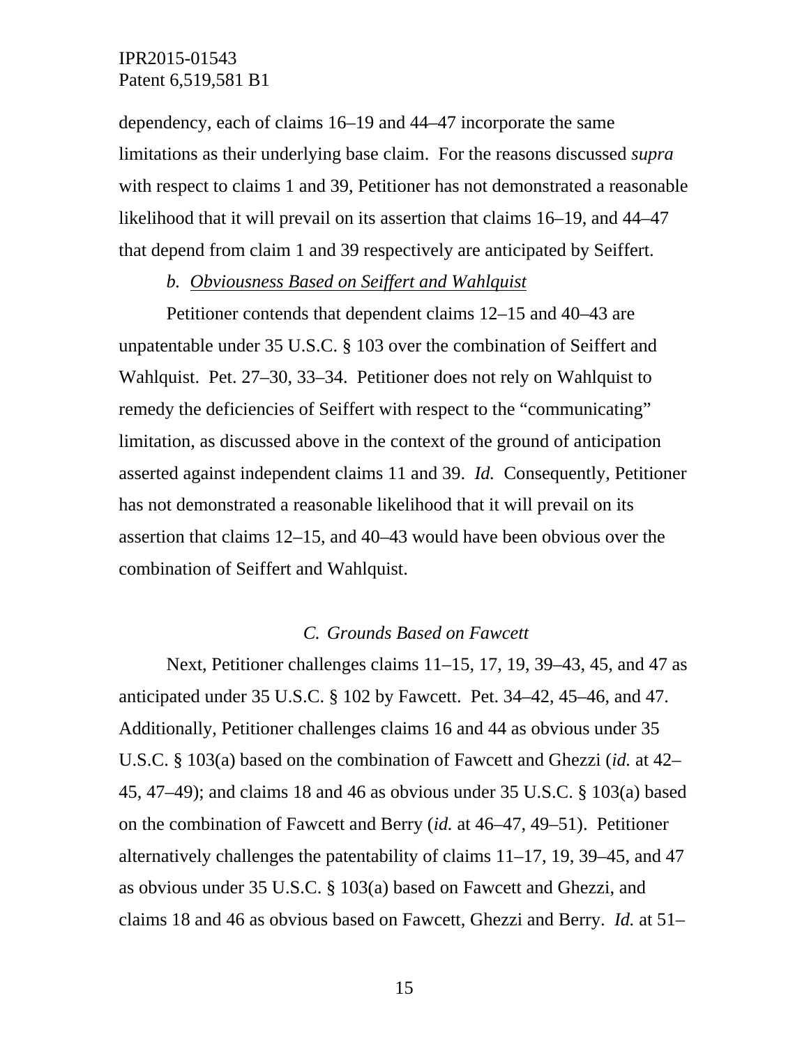dependency, each of claims 16–19 and 44–47 incorporate the same limitations as their underlying base claim. For the reasons discussed *supra* with respect to claims 1 and 39, Petitioner has not demonstrated a reasonable likelihood that it will prevail on its assertion that claims 16–19, and 44–47 that depend from claim 1 and 39 respectively are anticipated by Seiffert.

*b. Obviousness Based on Seiffert and Wahlquist*

Petitioner contends that dependent claims 12–15 and 40–43 are unpatentable under 35 U.S.C. § 103 over the combination of Seiffert and Wahlquist. Pet. 27–30, 33–34. Petitioner does not rely on Wahlquist to remedy the deficiencies of Seiffert with respect to the "communicating" limitation, as discussed above in the context of the ground of anticipation asserted against independent claims 11 and 39. *Id.* Consequently, Petitioner has not demonstrated a reasonable likelihood that it will prevail on its assertion that claims 12–15, and 40–43 would have been obvious over the combination of Seiffert and Wahlquist.

### *C. Grounds Based on Fawcett*

Next, Petitioner challenges claims 11–15, 17, 19, 39–43, 45, and 47 as anticipated under 35 U.S.C. § 102 by Fawcett. Pet. 34–42, 45–46, and 47. Additionally, Petitioner challenges claims 16 and 44 as obvious under 35 U.S.C. § 103(a) based on the combination of Fawcett and Ghezzi (*id.* at 42–45, 47–49); and claims 18 and 46 as obvious under 35 U.S.C. § 103(a) based on the combination of Fawcett and Berry (*id.* at 46–47, 49–51). Petitioner alternatively challenges the patentability of claims 11–17, 19, 39–45, and 47 as obvious under 35 U.S.C. § 103(a) based on Fawcett and Ghezzi, and claims 18 and 46 as obvious based on Fawcett, Ghezzi and Berry. *Id.* at 51–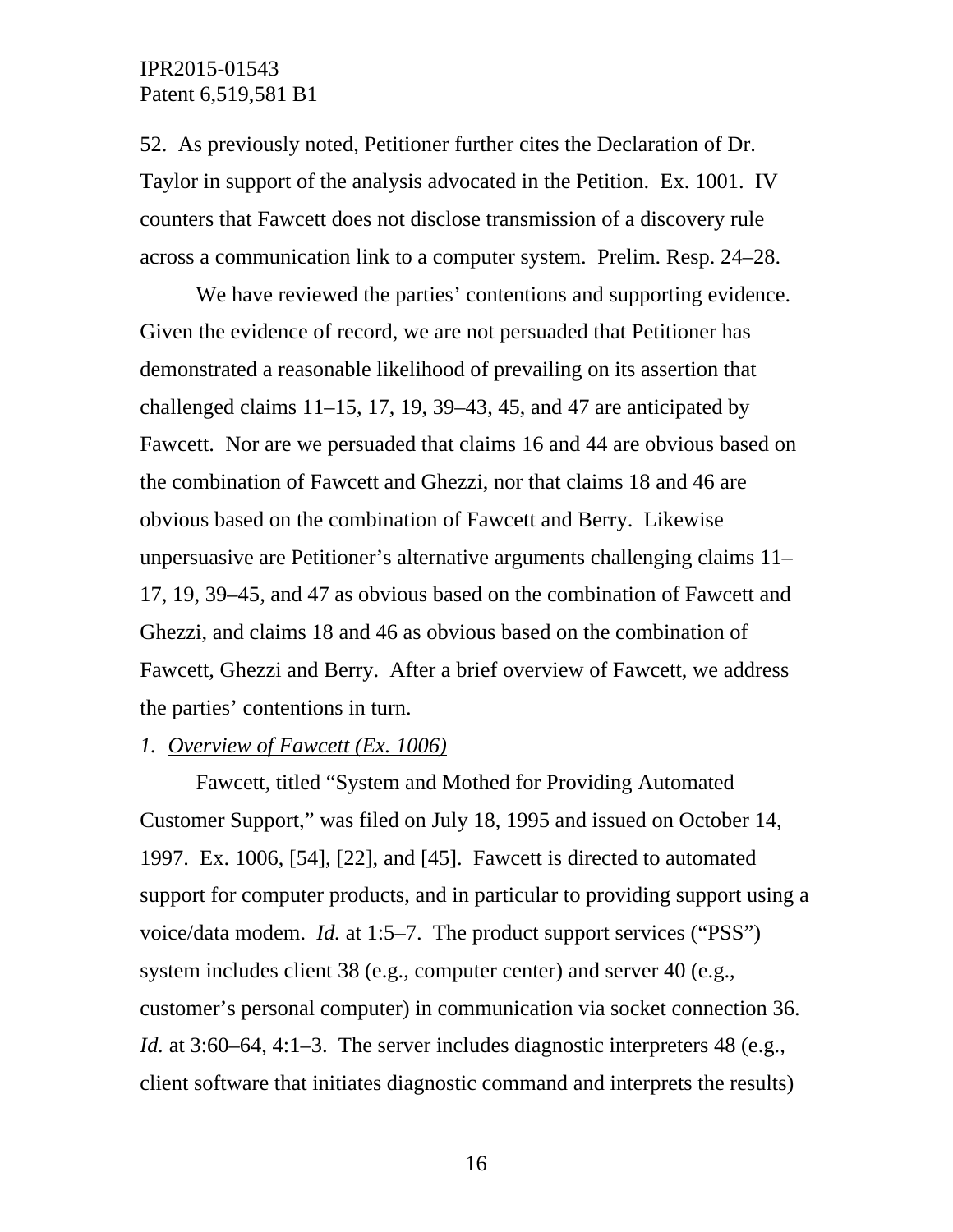52. As previously noted, Petitioner further cites the Declaration of Dr. Taylor in support of the analysis advocated in the Petition. Ex. 1001. IV counters that Fawcett does not disclose transmission of a discovery rule across a communication link to a computer system. Prelim. Resp. 24–28.

We have reviewed the parties' contentions and supporting evidence. Given the evidence of record, we are not persuaded that Petitioner has demonstrated a reasonable likelihood of prevailing on its assertion that challenged claims 11–15, 17, 19, 39–43, 45, and 47 are anticipated by Fawcett. Nor are we persuaded that claims 16 and 44 are obvious based on the combination of Fawcett and Ghezzi, nor that claims 18 and 46 are obvious based on the combination of Fawcett and Berry. Likewise unpersuasive are Petitioner's alternative arguments challenging claims 11–17, 19, 39–45, and 47 as obvious based on the combination of Fawcett and Ghezzi, and claims 18 and 46 as obvious based on the combination of Fawcett, Ghezzi and Berry. After a brief overview of Fawcett, we address the parties' contentions in turn.

*1. Overview of Fawcett (Ex. 1006)*

Fawcett, titled "System and Mothed for Providing Automated Customer Support," was filed on July 18, 1995 and issued on October 14, 1997. Ex. 1006, [54], [22], and [45]. Fawcett is directed to automated support for computer products, and in particular to providing support using a voice/data modem. *Id.* at 1:5–7. The product support services ("PSS") system includes client 38 (e.g., computer center) and server 40 (e.g., customer's personal computer) in communication via socket connection 36. *Id.* at 3:60–64, 4:1–3. The server includes diagnostic interpreters 48 (e.g., client software that initiates diagnostic command and interprets the results)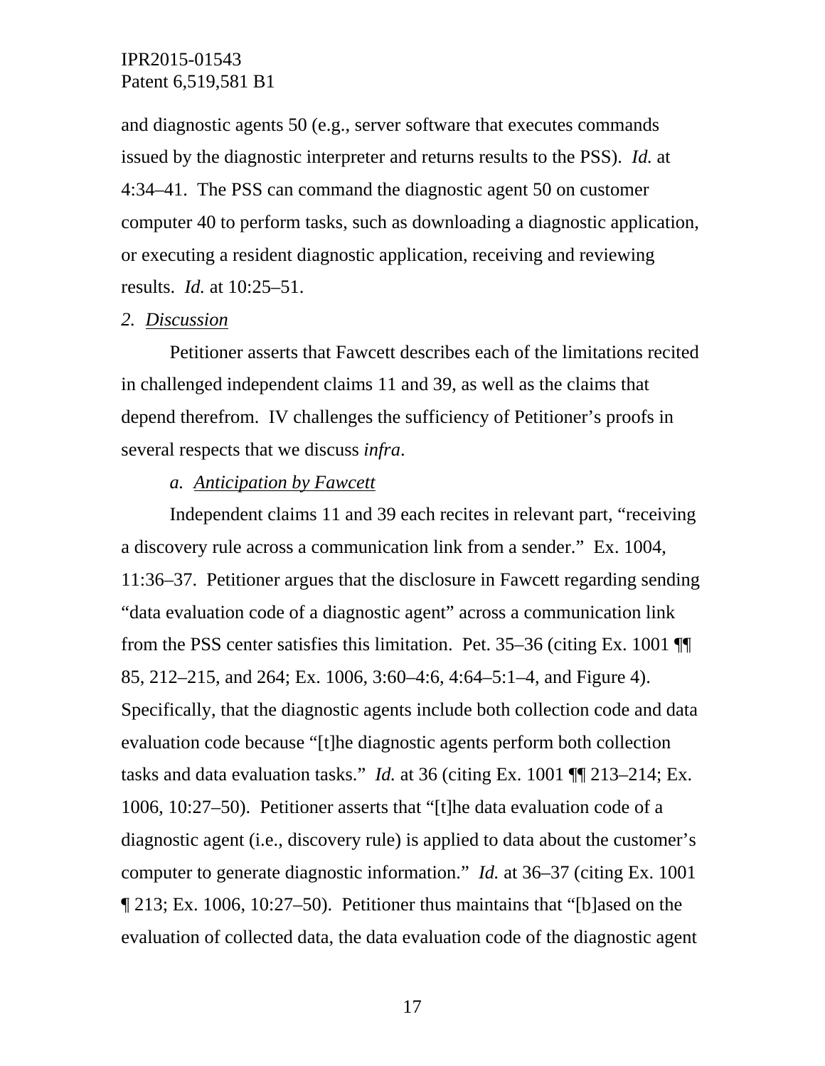and diagnostic agents 50 (e.g., server software that executes commands issued by the diagnostic interpreter and returns results to the PSS). *Id.* at 4:34–41. The PSS can command the diagnostic agent 50 on customer computer 40 to perform tasks, such as downloading a diagnostic application, or executing a resident diagnostic application, receiving and reviewing results. *Id.* at 10:25–51.

*2. Discussion*

Petitioner asserts that Fawcett describes each of the limitations recited in challenged independent claims 11 and 39, as well as the claims that depend therefrom. IV challenges the sufficiency of Petitioner's proofs in several respects that we discuss *infra*.

*a. Anticipation by Fawcett*

Independent claims 11 and 39 each recites in relevant part, "receiving a discovery rule across a communication link from a sender." Ex. 1004, 11:36–37. Petitioner argues that the disclosure in Fawcett regarding sending "data evaluation code of a diagnostic agent" across a communication link from the PSS center satisfies this limitation. Pet. 35–36 (citing Ex. 1001 ¶¶ 85, 212–215, and 264; Ex. 1006, 3:60–4:6, 4:64–5:1–4, and Figure 4). Specifically, that the diagnostic agents include both collection code and data evaluation code because "[t]he diagnostic agents perform both collection tasks and data evaluation tasks." *Id.* at 36 (citing Ex. 1001 ¶¶ 213–214; Ex. 1006, 10:27–50). Petitioner asserts that "[t]he data evaluation code of a diagnostic agent (i.e., discovery rule) is applied to data about the customer's computer to generate diagnostic information." *Id.* at 36–37 (citing Ex. 1001 ¶ 213; Ex. 1006, 10:27–50). Petitioner thus maintains that "[b]ased on the evaluation of collected data, the data evaluation code of the diagnostic agent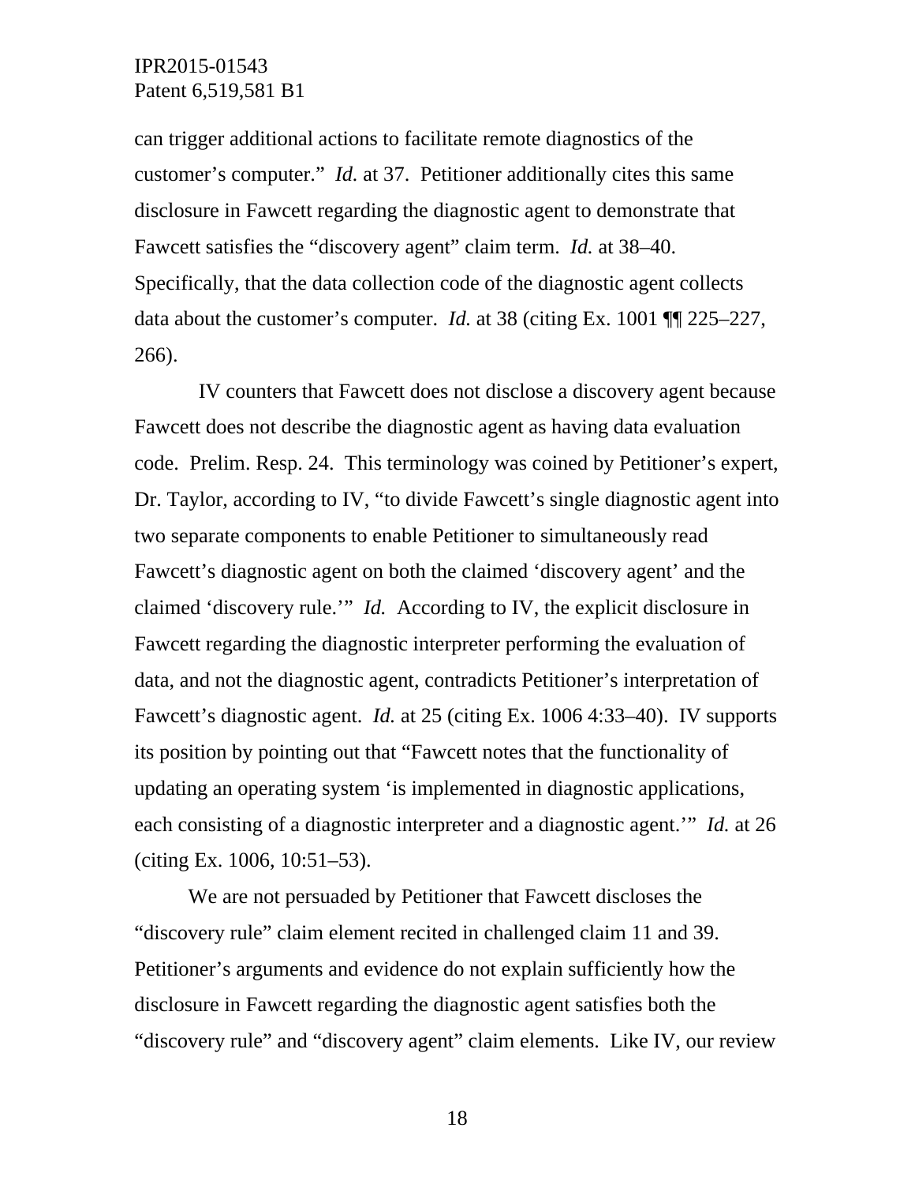can trigger additional actions to facilitate remote diagnostics of the customer's computer." *Id.* at 37. Petitioner additionally cites this same disclosure in Fawcett regarding the diagnostic agent to demonstrate that Fawcett satisfies the "discovery agent" claim term. *Id.* at 38–40. Specifically, that the data collection code of the diagnostic agent collects data about the customer's computer. *Id.* at 38 (citing Ex. 1001 ¶¶ 225–227, 266).

IV counters that Fawcett does not disclose a discovery agent because Fawcett does not describe the diagnostic agent as having data evaluation code. Prelim. Resp. 24. This terminology was coined by Petitioner's expert, Dr. Taylor, according to IV, "to divide Fawcett's single diagnostic agent into two separate components to enable Petitioner to simultaneously read Fawcett's diagnostic agent on both the claimed 'discovery agent' and the claimed 'discovery rule.'" *Id.* According to IV, the explicit disclosure in Fawcett regarding the diagnostic interpreter performing the evaluation of data, and not the diagnostic agent, contradicts Petitioner's interpretation of Fawcett's diagnostic agent. *Id.* at 25 (citing Ex. 1006 4:33–40). IV supports its position by pointing out that "Fawcett notes that the functionality of updating an operating system 'is implemented in diagnostic applications, each consisting of a diagnostic interpreter and a diagnostic agent.'" *Id.* at 26 (citing Ex. 1006, 10:51–53).

We are not persuaded by Petitioner that Fawcett discloses the "discovery rule" claim element recited in challenged claim 11 and 39. Petitioner's arguments and evidence do not explain sufficiently how the disclosure in Fawcett regarding the diagnostic agent satisfies both the "discovery rule" and "discovery agent" claim elements. Like IV, our review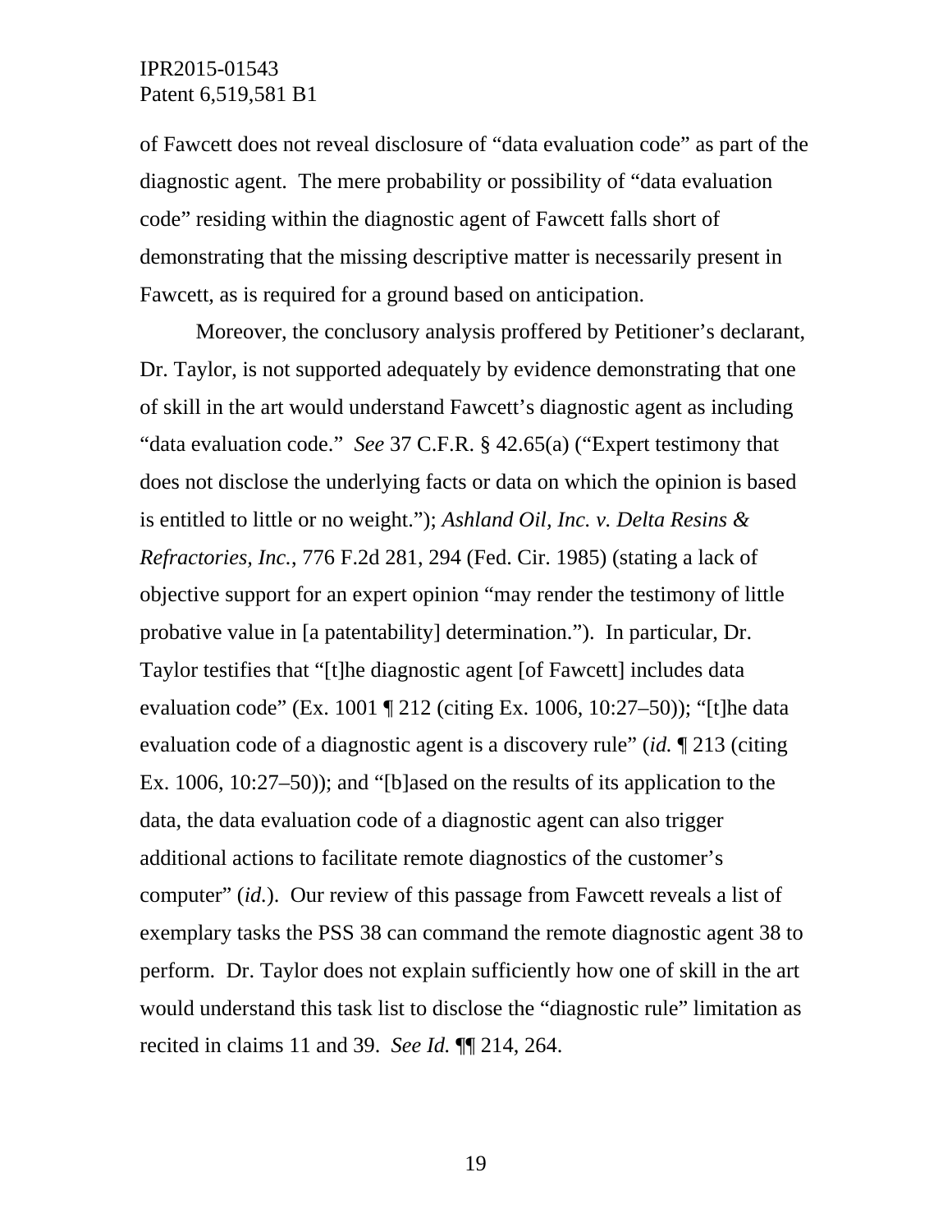of Fawcett does not reveal disclosure of "data evaluation code" as part of the diagnostic agent. The mere probability or possibility of "data evaluation code" residing within the diagnostic agent of Fawcett falls short of demonstrating that the missing descriptive matter is necessarily present in Fawcett, as is required for a ground based on anticipation.

Moreover, the conclusory analysis proffered by Petitioner's declarant, Dr. Taylor, is not supported adequately by evidence demonstrating that one of skill in the art would understand Fawcett's diagnostic agent as including "data evaluation code." *See* 37 C.F.R. § 42.65(a) ("Expert testimony that does not disclose the underlying facts or data on which the opinion is based is entitled to little or no weight."); *Ashland Oil, Inc. v. Delta Resins & Refractories, Inc.*, 776 F.2d 281, 294 (Fed. Cir. 1985) (stating a lack of objective support for an expert opinion "may render the testimony of little probative value in [a patentability] determination."). In particular, Dr. Taylor testifies that "[t]he diagnostic agent [of Fawcett] includes data evaluation code" (Ex. 1001 ¶ 212 (citing Ex. 1006, 10:27–50)); "[t]he data evaluation code of a diagnostic agent is a discovery rule" (*id.* ¶ 213 (citing Ex. 1006, 10:27–50)); and "[b]ased on the results of its application to the data, the data evaluation code of a diagnostic agent can also trigger additional actions to facilitate remote diagnostics of the customer's computer" (*id.*). Our review of this passage from Fawcett reveals a list of exemplary tasks the PSS 38 can command the remote diagnostic agent 38 to perform. Dr. Taylor does not explain sufficiently how one of skill in the art would understand this task list to disclose the "diagnostic rule" limitation as recited in claims 11 and 39. *See Id.* ¶¶ 214, 264.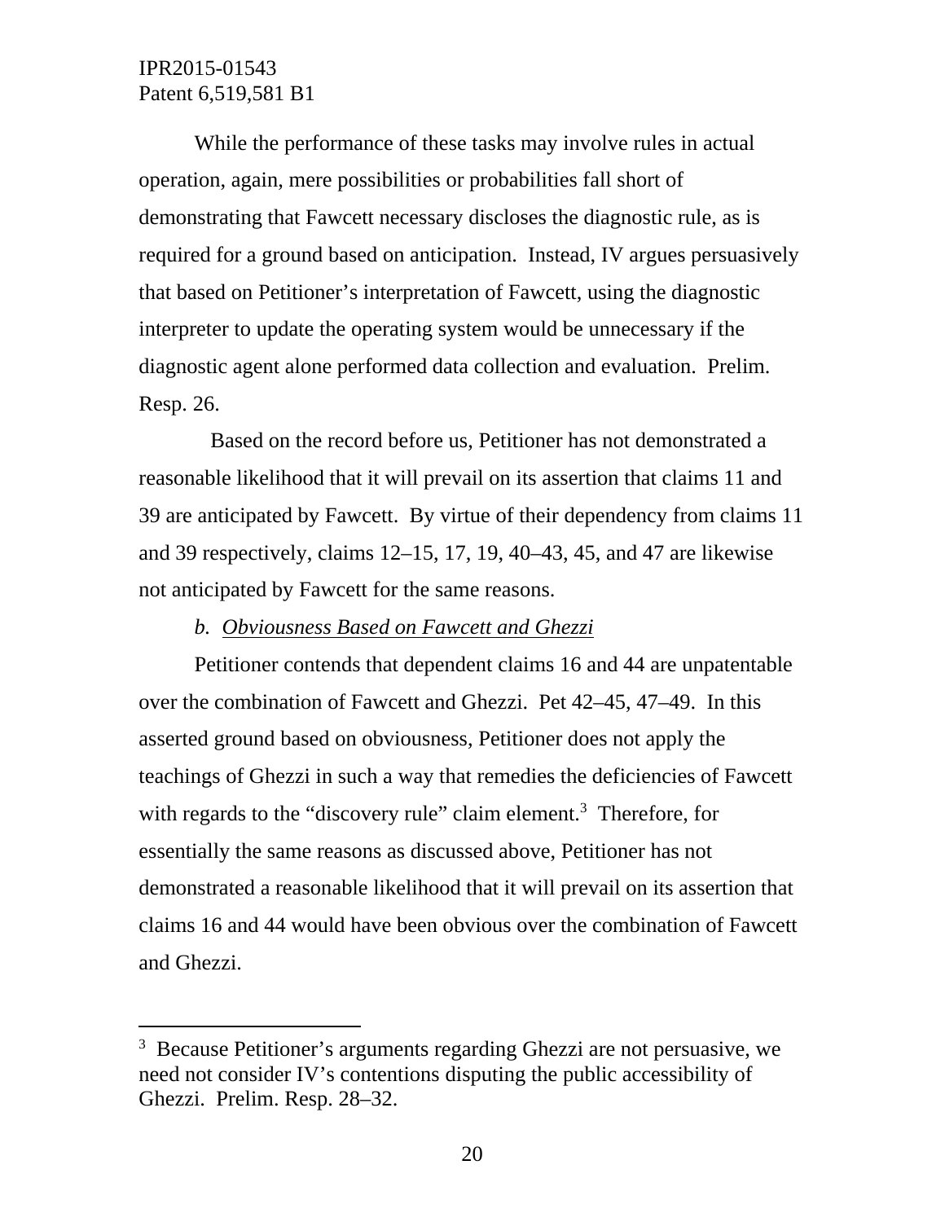While the performance of these tasks may involve rules in actual operation, again, mere possibilities or probabilities fall short of demonstrating that Fawcett necessary discloses the diagnostic rule, as is required for a ground based on anticipation. Instead, IV argues persuasively that based on Petitioner's interpretation of Fawcett, using the diagnostic interpreter to update the operating system would be unnecessary if the diagnostic agent alone performed data collection and evaluation. Prelim. Resp. 26.

Based on the record before us, Petitioner has not demonstrated a reasonable likelihood that it will prevail on its assertion that claims 11 and 39 are anticipated by Fawcett. By virtue of their dependency from claims 11 and 39 respectively, claims 12–15, 17, 19, 40–43, 45, and 47 are likewise not anticipated by Fawcett for the same reasons.

*b. Obviousness Based on Fawcett and Ghezzi*

Petitioner contends that dependent claims 16 and 44 are unpatentable over the combination of Fawcett and Ghezzi. Pet 42–45, 47–49. In this asserted ground based on obviousness, Petitioner does not apply the teachings of Ghezzi in such a way that remedies the deficiencies of Fawcett with regards to the "discovery rule" claim element.[3] Therefore, for essentially the same reasons as discussed above, Petitioner has not demonstrated a reasonable likelihood that it will prevail on its assertion that claims 16 and 44 would have been obvious over the combination of Fawcett and Ghezzi.

---

[3] Because Petitioner's arguments regarding Ghezzi are not persuasive, we need not consider IV's contentions disputing the public accessibility of Ghezzi. Prelim. Resp. 28–32.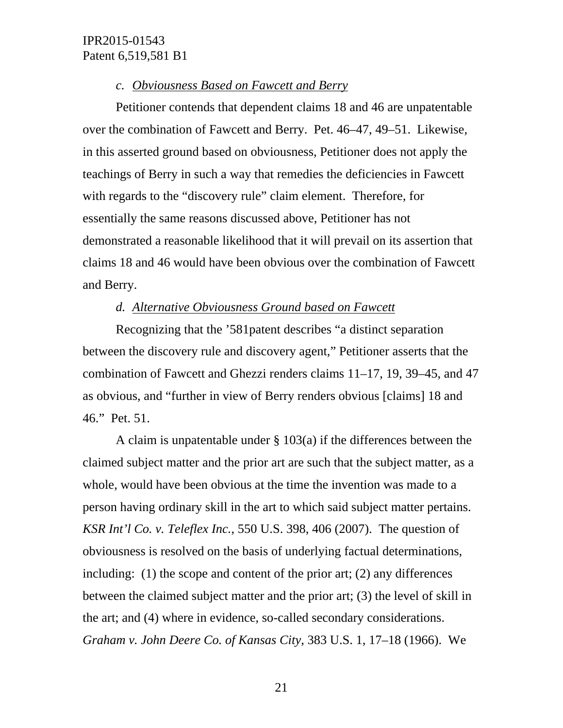*c. Obviousness Based on Fawcett and Berry*

Petitioner contends that dependent claims 18 and 46 are unpatentable over the combination of Fawcett and Berry. Pet. 46–47, 49–51. Likewise, in this asserted ground based on obviousness, Petitioner does not apply the teachings of Berry in such a way that remedies the deficiencies in Fawcett with regards to the "discovery rule" claim element. Therefore, for essentially the same reasons discussed above, Petitioner has not demonstrated a reasonable likelihood that it will prevail on its assertion that claims 18 and 46 would have been obvious over the combination of Fawcett and Berry.

*d. Alternative Obviousness Ground based on Fawcett*

Recognizing that the '581patent describes "a distinct separation between the discovery rule and discovery agent," Petitioner asserts that the combination of Fawcett and Ghezzi renders claims 11–17, 19, 39–45, and 47 as obvious, and "further in view of Berry renders obvious [claims] 18 and 46." Pet. 51.

A claim is unpatentable under § 103(a) if the differences between the claimed subject matter and the prior art are such that the subject matter, as a whole, would have been obvious at the time the invention was made to a person having ordinary skill in the art to which said subject matter pertains. *KSR Int'l Co. v. Teleflex Inc.*, 550 U.S. 398, 406 (2007). The question of obviousness is resolved on the basis of underlying factual determinations, including: (1) the scope and content of the prior art; (2) any differences between the claimed subject matter and the prior art; (3) the level of skill in the art; and (4) where in evidence, so-called secondary considerations. *Graham v. John Deere Co. of Kansas City*, 383 U.S. 1, 17–18 (1966). We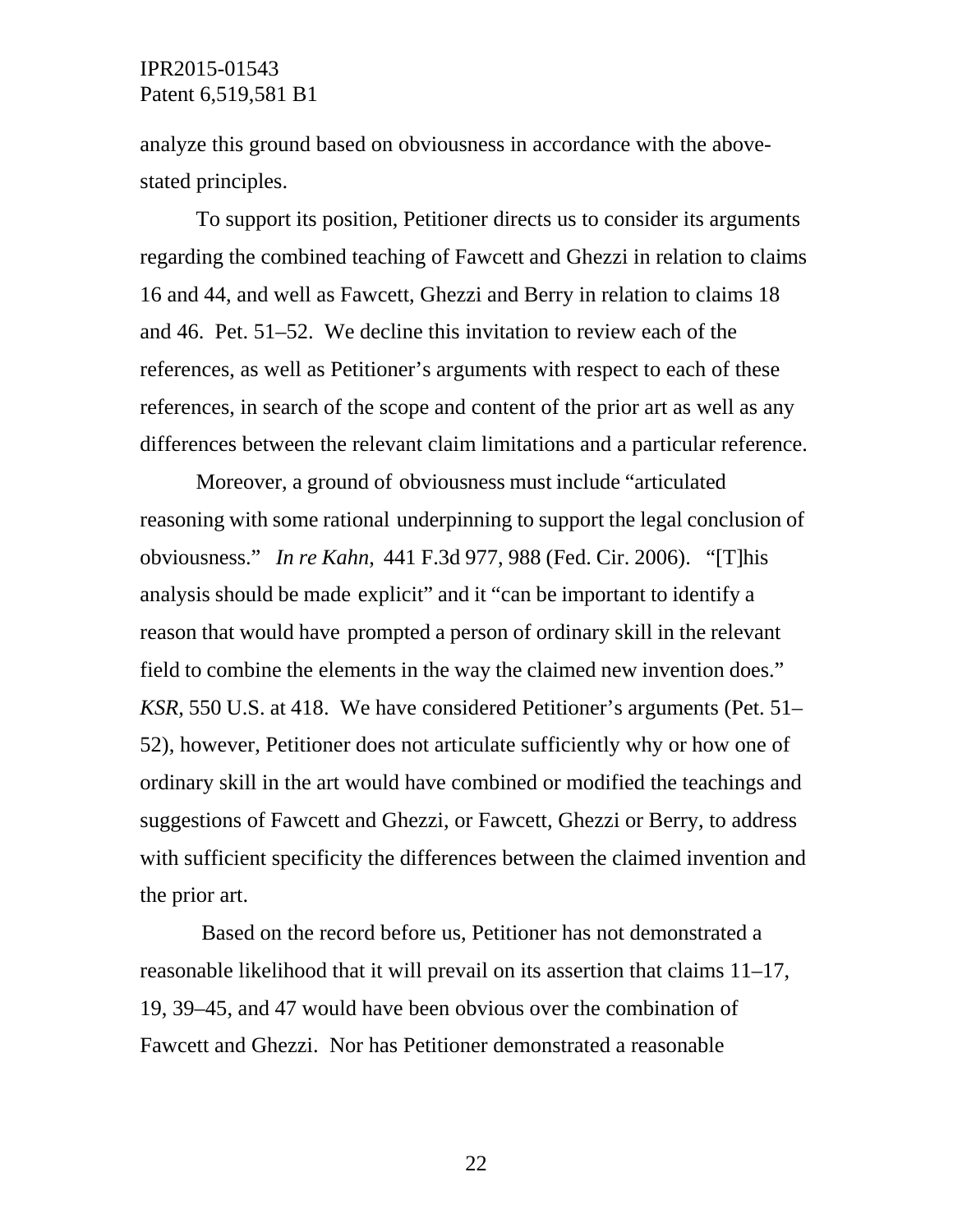analyze this ground based on obviousness in accordance with the above-stated principles.

To support its position, Petitioner directs us to consider its arguments regarding the combined teaching of Fawcett and Ghezzi in relation to claims 16 and 44, and well as Fawcett, Ghezzi and Berry in relation to claims 18 and 46. Pet. 51–52. We decline this invitation to review each of the references, as well as Petitioner's arguments with respect to each of these references, in search of the scope and content of the prior art as well as any differences between the relevant claim limitations and a particular reference.

Moreover, a ground of obviousness must include "articulated reasoning with some rational underpinning to support the legal conclusion of obviousness." *In re Kahn,* 441 F.3d 977, 988 (Fed. Cir. 2006). "[T]his analysis should be made explicit" and it "can be important to identify a reason that would have prompted a person of ordinary skill in the relevant field to combine the elements in the way the claimed new invention does." *KSR,* 550 U.S. at 418. We have considered Petitioner's arguments (Pet. 51–52), however, Petitioner does not articulate sufficiently why or how one of ordinary skill in the art would have combined or modified the teachings and suggestions of Fawcett and Ghezzi, or Fawcett, Ghezzi or Berry, to address with sufficient specificity the differences between the claimed invention and the prior art.

Based on the record before us, Petitioner has not demonstrated a reasonable likelihood that it will prevail on its assertion that claims 11–17, 19, 39–45, and 47 would have been obvious over the combination of Fawcett and Ghezzi. Nor has Petitioner demonstrated a reasonable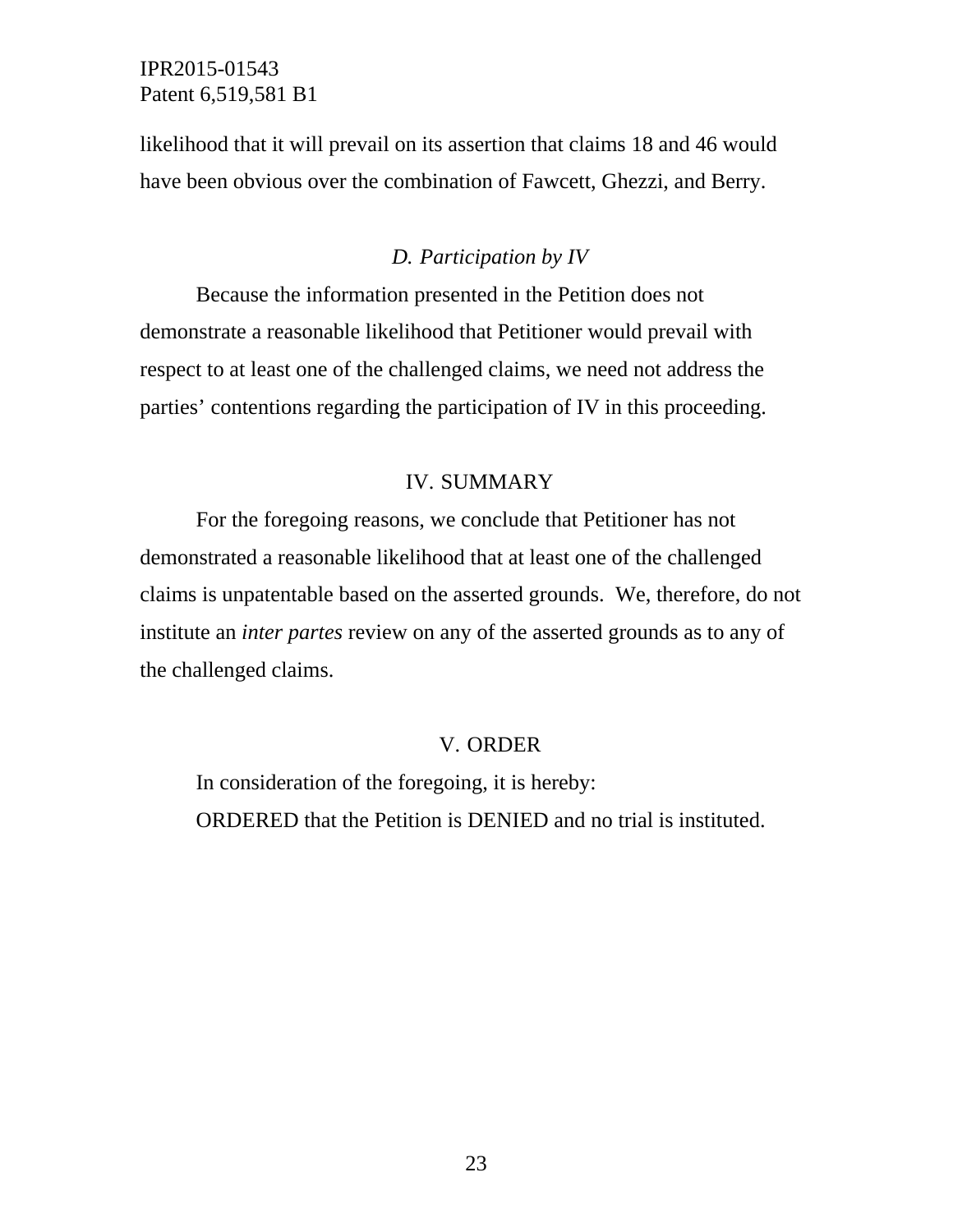likelihood that it will prevail on its assertion that claims 18 and 46 would have been obvious over the combination of Fawcett, Ghezzi, and Berry.

### *D. Participation by IV*

Because the information presented in the Petition does not demonstrate a reasonable likelihood that Petitioner would prevail with respect to at least one of the challenged claims, we need not address the parties' contentions regarding the participation of IV in this proceeding.

## IV. SUMMARY

For the foregoing reasons, we conclude that Petitioner has not demonstrated a reasonable likelihood that at least one of the challenged claims is unpatentable based on the asserted grounds. We, therefore, do not institute an *inter partes* review on any of the asserted grounds as to any of the challenged claims.

## V. ORDER

In consideration of the foregoing, it is hereby:

ORDERED that the Petition is DENIED and no trial is instituted.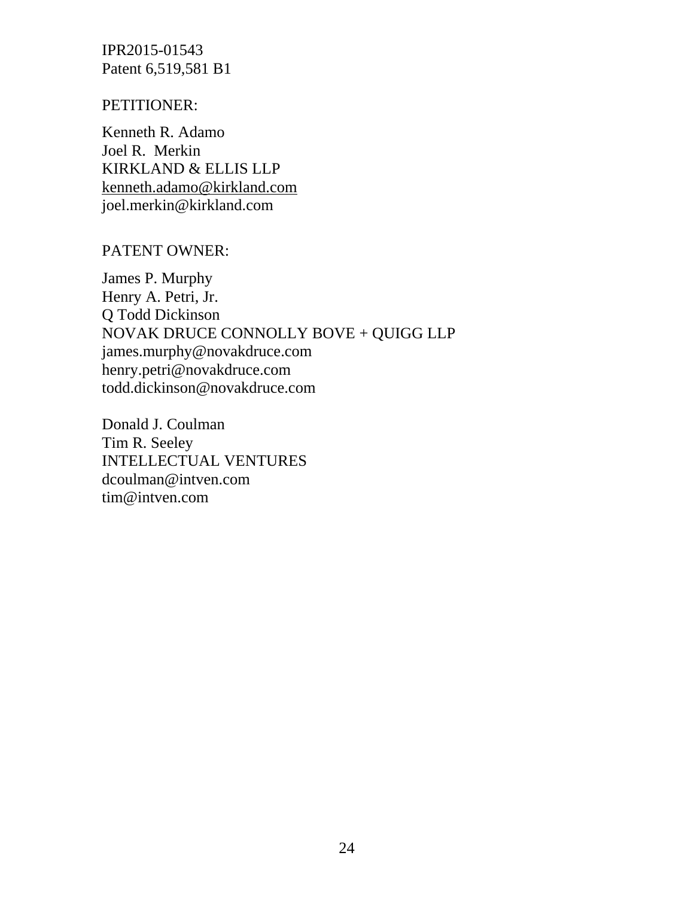IPR2015-01543
Patent 6,519,581 B1

PETITIONER:

Kenneth R. Adamo
Joel R. Merkin
KIRKLAND & ELLIS LLP
kenneth.adamo@kirkland.com
joel.merkin@kirkland.com

PATENT OWNER:

James P. Murphy
Henry A. Petri, Jr.
Q Todd Dickinson
NOVAK DRUCE CONNOLLY BOVE + QUIGG LLP
james.murphy@novakdruce.com
henry.petri@novakdruce.com
todd.dickinson@novakdruce.com

Donald J. Coulman
Tim R. Seeley
INTELLECTUAL VENTURES
dcoulman@intven.com
tim@intven.com